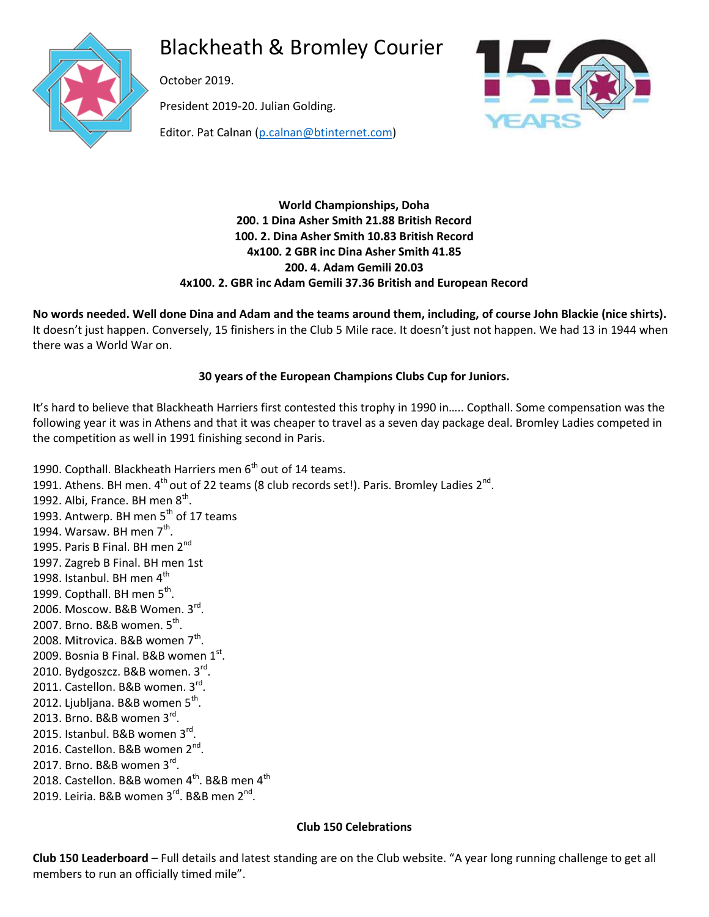# Blackheath & Bromley Courier

October 2019.

President 2019-20. Julian Golding.

Editor. Pat Calnan (p.calnan@btinternet.com)

**World Championships, Doha**
**200. 1 Dina Asher Smith 21.88 British Record**
**100. 2. Dina Asher Smith 10.83 British Record**
**4x100. 2 GBR inc Dina Asher Smith 41.85**
**200. 4. Adam Gemili 20.03**
**4x100. 2. GBR inc Adam Gemili 37.36 British and European Record**

**No words needed. Well done Dina and Adam and the teams around them, including, of course John Blackie (nice shirts).** It doesn't just happen. Conversely, 15 finishers in the Club 5 Mile race. It doesn't just not happen. We had 13 in 1944 when there was a World War on.

**30 years of the European Champions Clubs Cup for Juniors.**

It's hard to believe that Blackheath Harriers first contested this trophy in 1990 in….. Copthall. Some compensation was the following year it was in Athens and that it was cheaper to travel as a seven day package deal. Bromley Ladies competed in the competition as well in 1991 finishing second in Paris.

1990. Copthall. Blackheath Harriers men 6th out of 14 teams.
1991. Athens. BH men. 4th out of 22 teams (8 club records set!). Paris. Bromley Ladies 2nd.
1992. Albi, France. BH men 8th.
1993. Antwerp. BH men 5th of 17 teams
1994. Warsaw. BH men 7th.
1995. Paris B Final. BH men 2nd
1997. Zagreb B Final. BH men 1st
1998. Istanbul. BH men 4th
1999. Copthall. BH men 5th.
2006. Moscow. B&B Women. 3rd.
2007. Brno. B&B women. 5th.
2008. Mitrovica. B&B women 7th.
2009. Bosnia B Final. B&B women 1st.
2010. Bydgoszcz. B&B women. 3rd.
2011. Castellon. B&B women. 3rd.
2012. Ljubljana. B&B women 5th.
2013. Brno. B&B women 3rd.
2015. Istanbul. B&B women 3rd.
2016. Castellon. B&B women 2nd.
2017. Brno. B&B women 3rd.
2018. Castellon. B&B women 4th. B&B men 4th
2019. Leiria. B&B women 3rd. B&B men 2nd.

**Club 150 Celebrations**

**Club 150 Leaderboard** – Full details and latest standing are on the Club website. "A year long running challenge to get all members to run an officially timed mile".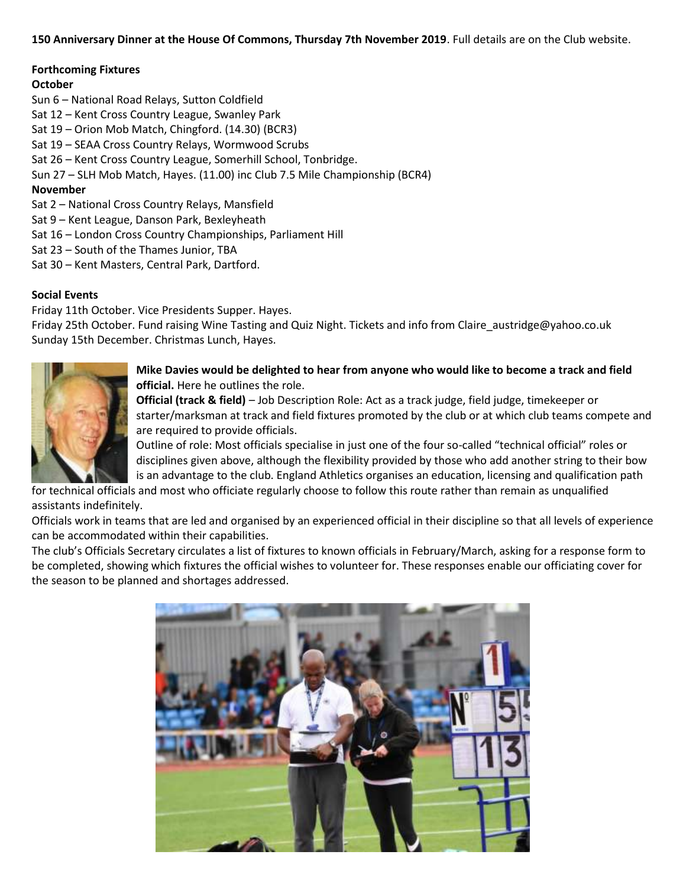**150 Anniversary Dinner at the House Of Commons, Thursday 7th November 2019**. Full details are on the Club website.

**Forthcoming Fixtures**

**October**

Sun 6 – National Road Relays, Sutton Coldfield
Sat 12 – Kent Cross Country League, Swanley Park
Sat 19 – Orion Mob Match, Chingford. (14.30) (BCR3)
Sat 19 – SEAA Cross Country Relays, Wormwood Scrubs
Sat 26 – Kent Cross Country League, Somerhill School, Tonbridge.
Sun 27 – SLH Mob Match, Hayes. (11.00) inc Club 7.5 Mile Championship (BCR4)

**November**

Sat 2 – National Cross Country Relays, Mansfield
Sat 9 – Kent League, Danson Park, Bexleyheath
Sat 16 – London Cross Country Championships, Parliament Hill
Sat 23 – South of the Thames Junior, TBA
Sat 30 – Kent Masters, Central Park, Dartford.

**Social Events**

Friday 11th October. Vice Presidents Supper. Hayes.
Friday 25th October. Fund raising Wine Tasting and Quiz Night. Tickets and info from Claire_austridge@yahoo.co.uk
Sunday 15th December. Christmas Lunch, Hayes.

**Mike Davies would be delighted to hear from anyone who would like to become a track and field official.** Here he outlines the role.

**Official (track & field)** – Job Description Role: Act as a track judge, field judge, timekeeper or starter/marksman at track and field fixtures promoted by the club or at which club teams compete and are required to provide officials.

Outline of role: Most officials specialise in just one of the four so-called "technical official" roles or disciplines given above, although the flexibility provided by those who add another string to their bow is an advantage to the club. England Athletics organises an education, licensing and qualification path for technical officials and most who officiate regularly choose to follow this route rather than remain as unqualified assistants indefinitely.

Officials work in teams that are led and organised by an experienced official in their discipline so that all levels of experience can be accommodated within their capabilities.

The club's Officials Secretary circulates a list of fixtures to known officials in February/March, asking for a response form to be completed, showing which fixtures the official wishes to volunteer for. These responses enable our officiating cover for the season to be planned and shortages addressed.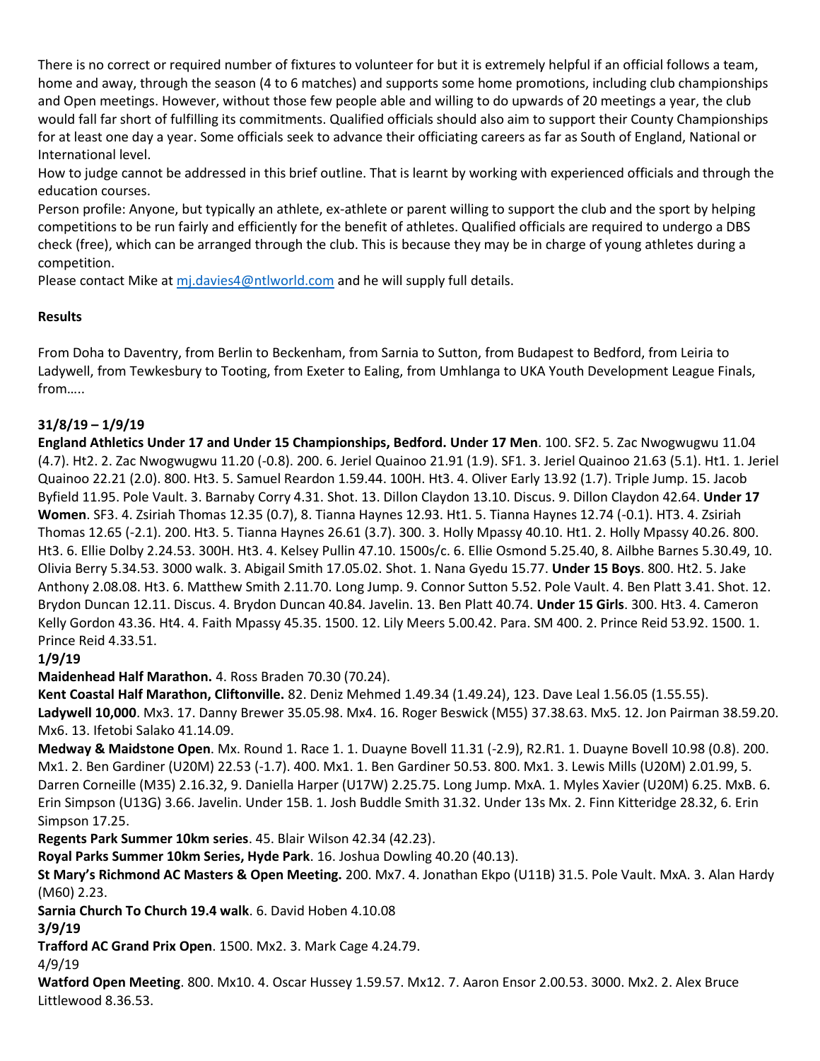There is no correct or required number of fixtures to volunteer for but it is extremely helpful if an official follows a team, home and away, through the season (4 to 6 matches) and supports some home promotions, including club championships and Open meetings. However, without those few people able and willing to do upwards of 20 meetings a year, the club would fall far short of fulfilling its commitments. Qualified officials should also aim to support their County Championships for at least one day a year. Some officials seek to advance their officiating careers as far as South of England, National or International level.

How to judge cannot be addressed in this brief outline. That is learnt by working with experienced officials and through the education courses.

Person profile: Anyone, but typically an athlete, ex-athlete or parent willing to support the club and the sport by helping competitions to be run fairly and efficiently for the benefit of athletes. Qualified officials are required to undergo a DBS check (free), which can be arranged through the club. This is because they may be in charge of young athletes during a competition.

Please contact Mike at [mj.davies4@ntlworld.com](mailto:mj.davies4@ntlworld.com) and he will supply full details.

**Results**

From Doha to Daventry, from Berlin to Beckenham, from Sarnia to Sutton, from Budapest to Bedford, from Leiria to Ladywell, from Tewkesbury to Tooting, from Exeter to Ealing, from Umhlanga to UKA Youth Development League Finals, from…..

**31/8/19 – 1/9/19**

**England Athletics Under 17 and Under 15 Championships, Bedford. Under 17 Men**. 100. SF2. 5. Zac Nwogwugwu 11.04 (4.7). Ht2. 2. Zac Nwogwugwu 11.20 (-0.8). 200. 6. Jeriel Quainoo 21.91 (1.9). SF1. 3. Jeriel Quainoo 21.63 (5.1). Ht1. 1. Jeriel Quainoo 22.21 (2.0). 800. Ht3. 5. Samuel Reardon 1.59.44. 100H. Ht3. 4. Oliver Early 13.92 (1.7). Triple Jump. 15. Jacob Byfield 11.95. Pole Vault. 3. Barnaby Corry 4.31. Shot. 13. Dillon Claydon 13.10. Discus. 9. Dillon Claydon 42.64. **Under 17 Women**. SF3. 4. Zsiriah Thomas 12.35 (0.7), 8. Tianna Haynes 12.93. Ht1. 5. Tianna Haynes 12.74 (-0.1). HT3. 4. Zsiriah Thomas 12.65 (-2.1). 200. Ht3. 5. Tianna Haynes 26.61 (3.7). 300. 3. Holly Mpassy 40.10. Ht1. 2. Holly Mpassy 40.26. 800. Ht3. 6. Ellie Dolby 2.24.53. 300H. Ht3. 4. Kelsey Pullin 47.10. 1500s/c. 6. Ellie Osmond 5.25.40, 8. Ailbhe Barnes 5.30.49, 10. Olivia Berry 5.34.53. 3000 walk. 3. Abigail Smith 17.05.02. Shot. 1. Nana Gyedu 15.77. **Under 15 Boys**. 800. Ht2. 5. Jake Anthony 2.08.08. Ht3. 6. Matthew Smith 2.11.70. Long Jump. 9. Connor Sutton 5.52. Pole Vault. 4. Ben Platt 3.41. Shot. 12. Brydon Duncan 12.11. Discus. 4. Brydon Duncan 40.84. Javelin. 13. Ben Platt 40.74. **Under 15 Girls**. 300. Ht3. 4. Cameron Kelly Gordon 43.36. Ht4. 4. Faith Mpassy 45.35. 1500. 12. Lily Meers 5.00.42. Para. SM 400. 2. Prince Reid 53.92. 1500. 1. Prince Reid 4.33.51.

**1/9/19**

**Maidenhead Half Marathon.** 4. Ross Braden 70.30 (70.24).

**Kent Coastal Half Marathon, Cliftonville.** 82. Deniz Mehmed 1.49.34 (1.49.24), 123. Dave Leal 1.56.05 (1.55.55).

**Ladywell 10,000**. Mx3. 17. Danny Brewer 35.05.98. Mx4. 16. Roger Beswick (M55) 37.38.63. Mx5. 12. Jon Pairman 38.59.20. Mx6. 13. Ifetobi Salako 41.14.09.

**Medway & Maidstone Open**. Mx. Round 1. Race 1. 1. Duayne Bovell 11.31 (-2.9), R2.R1. 1. Duayne Bovell 10.98 (0.8). 200. Mx1. 2. Ben Gardiner (U20M) 22.53 (-1.7). 400. Mx1. 1. Ben Gardiner 50.53. 800. Mx1. 3. Lewis Mills (U20M) 2.01.99, 5. Darren Corneille (M35) 2.16.32, 9. Daniella Harper (U17W) 2.25.75. Long Jump. MxA. 1. Myles Xavier (U20M) 6.25. MxB. 6. Erin Simpson (U13G) 3.66. Javelin. Under 15B. 1. Josh Buddle Smith 31.32. Under 13s Mx. 2. Finn Kitteridge 28.32, 6. Erin Simpson 17.25.

**Regents Park Summer 10km series**. 45. Blair Wilson 42.34 (42.23).

**Royal Parks Summer 10km Series, Hyde Park**. 16. Joshua Dowling 40.20 (40.13).

**St Mary's Richmond AC Masters & Open Meeting.** 200. Mx7. 4. Jonathan Ekpo (U11B) 31.5. Pole Vault. MxA. 3. Alan Hardy (M60) 2.23.

**Sarnia Church To Church 19.4 walk**. 6. David Hoben 4.10.08

**3/9/19**

**Trafford AC Grand Prix Open**. 1500. Mx2. 3. Mark Cage 4.24.79.

4/9/19

**Watford Open Meeting**. 800. Mx10. 4. Oscar Hussey 1.59.57. Mx12. 7. Aaron Ensor 2.00.53. 3000. Mx2. 2. Alex Bruce Littlewood 8.36.53.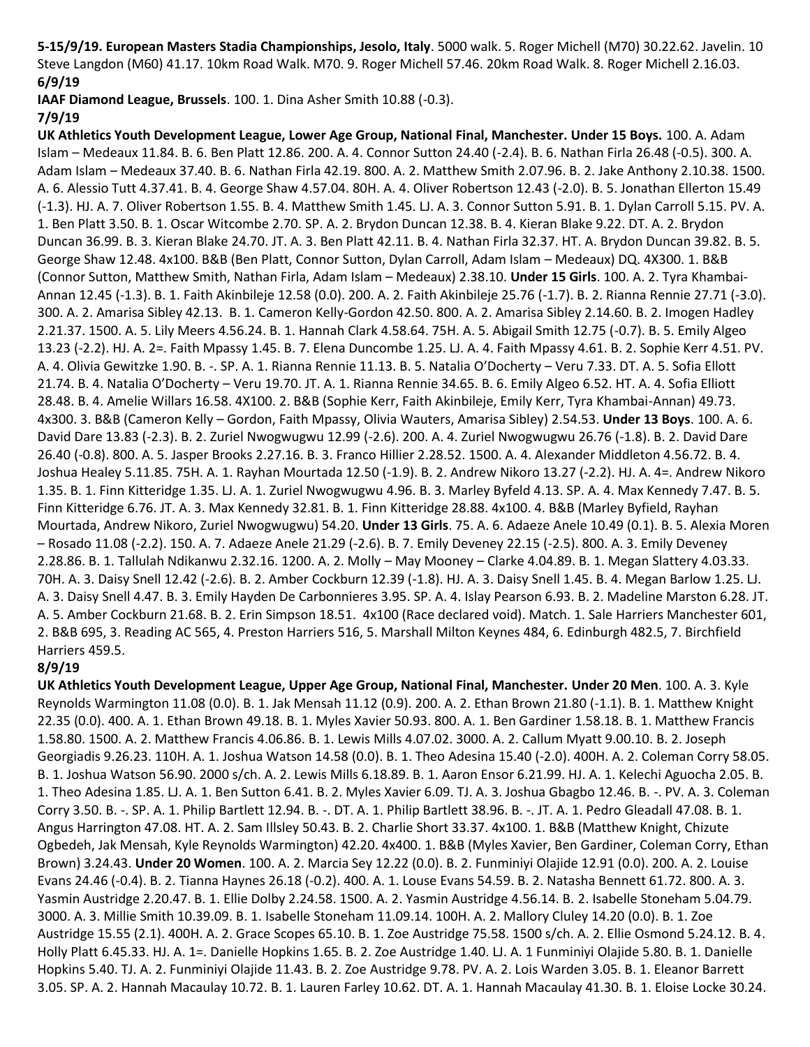**5-15/9/19. European Masters Stadia Championships, Jesolo, Italy**. 5000 walk. 5. Roger Michell (M70) 30.22.62. Javelin. 10 Steve Langdon (M60) 41.17. 10km Road Walk. M70. 9. Roger Michell 57.46. 20km Road Walk. 8. Roger Michell 2.16.03.

**6/9/19**

**IAAF Diamond League, Brussels**. 100. 1. Dina Asher Smith 10.88 (-0.3).

**7/9/19**

**UK Athletics Youth Development League, Lower Age Group, National Final, Manchester. Under 15 Boys.** 100. A. Adam Islam – Medeaux 11.84. B. 6. Ben Platt 12.86. 200. A. 4. Connor Sutton 24.40 (-2.4). B. 6. Nathan Firla 26.48 (-0.5). 300. A. Adam Islam – Medeaux 37.40. B. 6. Nathan Firla 42.19. 800. A. 2. Matthew Smith 2.07.96. B. 2. Jake Anthony 2.10.38. 1500. A. 6. Alessio Tutt 4.37.41. B. 4. George Shaw 4.57.04. 80H. A. 4. Oliver Robertson 12.43 (-2.0). B. 5. Jonathan Ellerton 15.49 (-1.3). HJ. A. 7. Oliver Robertson 1.55. B. 4. Matthew Smith 1.45. LJ. A. 3. Connor Sutton 5.91. B. 1. Dylan Carroll 5.15. PV. A. 1. Ben Platt 3.50. B. 1. Oscar Witcombe 2.70. SP. A. 2. Brydon Duncan 12.38. B. 4. Kieran Blake 9.22. DT. A. 2. Brydon Duncan 36.99. B. 3. Kieran Blake 24.70. JT. A. 3. Ben Platt 42.11. B. 4. Nathan Firla 32.37. HT. A. Brydon Duncan 39.82. B. 5. George Shaw 12.48. 4x100. B&B (Ben Platt, Connor Sutton, Dylan Carroll, Adam Islam – Medeaux) DQ. 4X300. 1. B&B (Connor Sutton, Matthew Smith, Nathan Firla, Adam Islam – Medeaux) 2.38.10. **Under 15 Girls**. 100. A. 2. Tyra Khambai-Annan 12.45 (-1.3). B. 1. Faith Akinbileje 12.58 (0.0). 200. A. 2. Faith Akinbileje 25.76 (-1.7). B. 2. Rianna Rennie 27.71 (-3.0). 300. A. 2. Amarisa Sibley 42.13. B. 1. Cameron Kelly-Gordon 42.50. 800. A. 2. Amarisa Sibley 2.14.60. B. 2. Imogen Hadley 2.21.37. 1500. A. 5. Lily Meers 4.56.24. B. 1. Hannah Clark 4.58.64. 75H. A. 5. Abigail Smith 12.75 (-0.7). B. 5. Emily Algeo 13.23 (-2.2). HJ. A. 2=. Faith Mpassy 1.45. B. 7. Elena Duncombe 1.25. LJ. A. 4. Faith Mpassy 4.61. B. 2. Sophie Kerr 4.51. PV. A. 4. Olivia Gewitzke 1.90. B. -. SP. A. 1. Rianna Rennie 11.13. B. 5. Natalia O'Docherty – Veru 7.33. DT. A. 5. Sofia Ellott 21.74. B. 4. Natalia O'Docherty – Veru 19.70. JT. A. 1. Rianna Rennie 34.65. B. 6. Emily Algeo 6.52. HT. A. 4. Sofia Elliott 28.48. B. 4. Amelie Willars 16.58. 4X100. 2. B&B (Sophie Kerr, Faith Akinbileje, Emily Kerr, Tyra Khambai-Annan) 49.73. 4x300. 3. B&B (Cameron Kelly – Gordon, Faith Mpassy, Olivia Wauters, Amarisa Sibley) 2.54.53. **Under 13 Boys**. 100. A. 6. David Dare 13.83 (-2.3). B. 2. Zuriel Nwogwugwu 12.99 (-2.6). 200. A. 4. Zuriel Nwogwugwu 26.76 (-1.8). B. 2. David Dare 26.40 (-0.8). 800. A. 5. Jasper Brooks 2.27.16. B. 3. Franco Hillier 2.28.52. 1500. A. 4. Alexander Middleton 4.56.72. B. 4. Joshua Healey 5.11.85. 75H. A. 1. Rayhan Mourtada 12.50 (-1.9). B. 2. Andrew Nikoro 13.27 (-2.2). HJ. A. 4=. Andrew Nikoro 1.35. B. 1. Finn Kitteridge 1.35. LJ. A. 1. Zuriel Nwogwugwu 4.96. B. 3. Marley Byfeld 4.13. SP. A. 4. Max Kennedy 7.47. B. 5. Finn Kitteridge 6.76. JT. A. 3. Max Kennedy 32.81. B. 1. Finn Kitteridge 28.88. 4x100. 4. B&B (Marley Byfield, Rayhan Mourtada, Andrew Nikoro, Zuriel Nwogwugwu) 54.20. **Under 13 Girls**. 75. A. 6. Adaeze Anele 10.49 (0.1). B. 5. Alexia Moren – Rosado 11.08 (-2.2). 150. A. 7. Adaeze Anele 21.29 (-2.6). B. 7. Emily Deveney 22.15 (-2.5). 800. A. 3. Emily Deveney 2.28.86. B. 1. Tallulah Ndikanwu 2.32.16. 1200. A. 2. Molly – May Mooney – Clarke 4.04.89. B. 1. Megan Slattery 4.03.33. 70H. A. 3. Daisy Snell 12.42 (-2.6). B. 2. Amber Cockburn 12.39 (-1.8). HJ. A. 3. Daisy Snell 1.45. B. 4. Megan Barlow 1.25. LJ. A. 3. Daisy Snell 4.47. B. 3. Emily Hayden De Carbonnieres 3.95. SP. A. 4. Islay Pearson 6.93. B. 2. Madeline Marston 6.28. JT. A. 5. Amber Cockburn 21.68. B. 2. Erin Simpson 18.51. 4x100 (Race declared void). Match. 1. Sale Harriers Manchester 601, 2. B&B 695, 3. Reading AC 565, 4. Preston Harriers 516, 5. Marshall Milton Keynes 484, 6. Edinburgh 482.5, 7. Birchfield Harriers 459.5.

**8/9/19**

**UK Athletics Youth Development League, Upper Age Group, National Final, Manchester. Under 20 Men**. 100. A. 3. Kyle Reynolds Warmington 11.08 (0.0). B. 1. Jak Mensah 11.12 (0.9). 200. A. 2. Ethan Brown 21.80 (-1.1). B. 1. Matthew Knight 22.35 (0.0). 400. A. 1. Ethan Brown 49.18. B. 1. Myles Xavier 50.93. 800. A. 1. Ben Gardiner 1.58.18. B. 1. Matthew Francis 1.58.80. 1500. A. 2. Matthew Francis 4.06.86. B. 1. Lewis Mills 4.07.02. 3000. A. 2. Callum Myatt 9.00.10. B. 2. Joseph Georgiadis 9.26.23. 110H. A. 1. Joshua Watson 14.58 (0.0). B. 1. Theo Adesina 15.40 (-2.0). 400H. A. 2. Coleman Corry 58.05. B. 1. Joshua Watson 56.90. 2000 s/ch. A. 2. Lewis Mills 6.18.89. B. 1. Aaron Ensor 6.21.99. HJ. A. 1. Kelechi Aguocha 2.05. B. 1. Theo Adesina 1.85. LJ. A. 1. Ben Sutton 6.41. B. 2. Myles Xavier 6.09. TJ. A. 3. Joshua Gbagbo 12.46. B. -. PV. A. 3. Coleman Corry 3.50. B. -. SP. A. 1. Philip Bartlett 12.94. B. -. DT. A. 1. Philip Bartlett 38.96. B. -. JT. A. 1. Pedro Gleadall 47.08. B. 1. Angus Harrington 47.08. HT. A. 2. Sam Illsley 50.43. B. 2. Charlie Short 33.37. 4x100. 1. B&B (Matthew Knight, Chizute Ogbedeh, Jak Mensah, Kyle Reynolds Warmington) 42.20. 4x400. 1. B&B (Myles Xavier, Ben Gardiner, Coleman Corry, Ethan Brown) 3.24.43. **Under 20 Women**. 100. A. 2. Marcia Sey 12.22 (0.0). B. 2. Funminiyi Olajide 12.91 (0.0). 200. A. 2. Louise Evans 24.46 (-0.4). B. 2. Tianna Haynes 26.18 (-0.2). 400. A. 1. Louse Evans 54.59. B. 2. Natasha Bennett 61.72. 800. A. 3. Yasmin Austridge 2.20.47. B. 1. Ellie Dolby 2.24.58. 1500. A. 2. Yasmin Austridge 4.56.14. B. 2. Isabelle Stoneham 5.04.79. 3000. A. 3. Millie Smith 10.39.09. B. 1. Isabelle Stoneham 11.09.14. 100H. A. 2. Mallory Cluley 14.20 (0.0). B. 1. Zoe Austridge 15.55 (2.1). 400H. A. 2. Grace Scopes 65.10. B. 1. Zoe Austridge 75.58. 1500 s/ch. A. 2. Ellie Osmond 5.24.12. B. 4. Holly Platt 6.45.33. HJ. A. 1=. Danielle Hopkins 1.65. B. 2. Zoe Austridge 1.40. LJ. A. 1 Funminiyi Olajide 5.80. B. 1. Danielle Hopkins 5.40. TJ. A. 2. Funminiyi Olajide 11.43. B. 2. Zoe Austridge 9.78. PV. A. 2. Lois Warden 3.05. B. 1. Eleanor Barrett 3.05. SP. A. 2. Hannah Macaulay 10.72. B. 1. Lauren Farley 10.62. DT. A. 1. Hannah Macaulay 41.30. B. 1. Eloise Locke 30.24.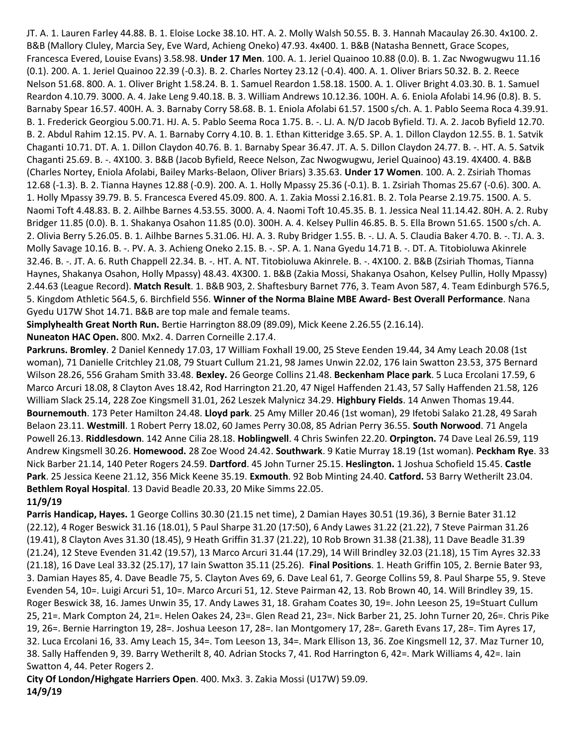JT. A. 1. Lauren Farley 44.88. B. 1. Eloise Locke 38.10. HT. A. 2. Molly Walsh 50.55. B. 3. Hannah Macaulay 26.30. 4x100. 2. B&B (Mallory Cluley, Marcia Sey, Eve Ward, Achieng Oneko) 47.93. 4x400. 1. B&B (Natasha Bennett, Grace Scopes, Francesca Evered, Louise Evans) 3.58.98. **Under 17 Men**. 100. A. 1. Jeriel Quainoo 10.88 (0.0). B. 1. Zac Nwogwugwu 11.16 (0.1). 200. A. 1. Jeriel Quainoo 22.39 (-0.3). B. 2. Charles Nortey 23.12 (-0.4). 400. A. 1. Oliver Briars 50.32. B. 2. Reece Nelson 51.68. 800. A. 1. Oliver Bright 1.58.24. B. 1. Samuel Reardon 1.58.18. 1500. A. 1. Oliver Bright 4.03.30. B. 1. Samuel Reardon 4.10.79. 3000. A. 4. Jake Leng 9.40.18. B. 3. William Andrews 10.12.36. 100H. A. 6. Eniola Afolabi 14.96 (0.8). B. 5. Barnaby Spear 16.57. 400H. A. 3. Barnaby Corry 58.68. B. 1. Eniola Afolabi 61.57. 1500 s/ch. A. 1. Pablo Seema Roca 4.39.91. B. 1. Frederick Georgiou 5.00.71. HJ. A. 5. Pablo Seema Roca 1.75. B. -. LJ. A. N/D Jacob Byfield. TJ. A. 2. Jacob Byfield 12.70. B. 2. Abdul Rahim 12.15. PV. A. 1. Barnaby Corry 4.10. B. 1. Ethan Kitteridge 3.65. SP. A. 1. Dillon Claydon 12.55. B. 1. Satvik Chaganti 10.71. DT. A. 1. Dillon Claydon 40.76. B. 1. Barnaby Spear 36.47. JT. A. 5. Dillon Claydon 24.77. B. -. HT. A. 5. Satvik Chaganti 25.69. B. -. 4X100. 3. B&B (Jacob Byfield, Reece Nelson, Zac Nwogwugwu, Jeriel Quainoo) 43.19. 4X400. 4. B&B (Charles Nortey, Eniola Afolabi, Bailey Marks-Belaon, Oliver Briars) 3.35.63. **Under 17 Women**. 100. A. 2. Zsiriah Thomas 12.68 (-1.3). B. 2. Tianna Haynes 12.88 (-0.9). 200. A. 1. Holly Mpassy 25.36 (-0.1). B. 1. Zsiriah Thomas 25.67 (-0.6). 300. A. 1. Holly Mpassy 39.79. B. 5. Francesca Evered 45.09. 800. A. 1. Zakia Mossi 2.16.81. B. 2. Tola Pearse 2.19.75. 1500. A. 5. Naomi Toft 4.48.83. B. 2. Ailhbe Barnes 4.53.55. 3000. A. 4. Naomi Toft 10.45.35. B. 1. Jessica Neal 11.14.42. 80H. A. 2. Ruby Bridger 11.85 (0.0). B. 1. Shakanya Osahon 11.85 (0.0). 300H. A. 4. Kelsey Pullin 46.85. B. 5. Ella Brown 51.65. 1500 s/ch. A. 2. Olivia Berry 5.26.05. B. 1. Ailhbe Barnes 5.31.06. HJ. A. 3. Ruby Bridger 1.55. B. -. LJ. A. 5. Claudia Baker 4.70. B. -. TJ. A. 3. Molly Savage 10.16. B. -. PV. A. 3. Achieng Oneko 2.15. B. -. SP. A. 1. Nana Gyedu 14.71 B. -. DT. A. Titobioluwa Akinrele 32.46. B. -. JT. A. 6. Ruth Chappell 22.34. B. -. HT. A. NT. Titobioluwa Akinrele. B. -. 4X100. 2. B&B (Zsiriah Thomas, Tianna Haynes, Shakanya Osahon, Holly Mpassy) 48.43. 4X300. 1. B&B (Zakia Mossi, Shakanya Osahon, Kelsey Pullin, Holly Mpassy) 2.44.63 (League Record). **Match Result**. 1. B&B 903, 2. Shaftesbury Barnet 776, 3. Team Avon 587, 4. Team Edinburgh 576.5, 5. Kingdom Athletic 564.5, 6. Birchfield 556. **Winner of the Norma Blaine MBE Award- Best Overall Performance**. Nana Gyedu U17W Shot 14.71. B&B are top male and female teams.

**Simplyhealth Great North Run.** Bertie Harrington 88.09 (89.09), Mick Keene 2.26.55 (2.16.14).

**Nuneaton HAC Open.** 800. Mx2. 4. Darren Corneille 2.17.4.

**Parkruns. Bromley**. 2 Daniel Kennedy 17.03, 17 William Foxhall 19.00, 25 Steve Eenden 19.44, 34 Amy Leach 20.08 (1st woman), 71 Danielle Critchley 21.08, 79 Stuart Cullum 21.21, 98 James Unwin 22.02, 176 Iain Swatton 23.53, 375 Bernard Wilson 28.26, 556 Graham Smith 33.48. **Bexley.** 26 George Collins 21.48. **Beckenham Place park**. 5 Luca Ercolani 17.59, 6 Marco Arcuri 18.08, 8 Clayton Aves 18.42, Rod Harrington 21.20, 47 Nigel Haffenden 21.43, 57 Sally Haffenden 21.58, 126 William Slack 25.14, 228 Zoe Kingsmell 31.01, 262 Leszek Malynicz 34.29. **Highbury Fields**. 14 Anwen Thomas 19.44. **Bournemouth**. 173 Peter Hamilton 24.48. **Lloyd park**. 25 Amy Miller 20.46 (1st woman), 29 Ifetobi Salako 21.28, 49 Sarah Belaon 23.11. **Westmill**. 1 Robert Perry 18.02, 60 James Perry 30.08, 85 Adrian Perry 36.55. **South Norwood**. 71 Angela Powell 26.13. **Riddlesdown**. 142 Anne Cilia 28.18. **Hoblingwell**. 4 Chris Swinfen 22.20. **Orpington.** 74 Dave Leal 26.59, 119 Andrew Kingsmell 30.26. **Homewood.** 28 Zoe Wood 24.42. **Southwark**. 9 Katie Murray 18.19 (1st woman). **Peckham Rye**. 33 Nick Barber 21.14, 140 Peter Rogers 24.59. **Dartford**. 45 John Turner 25.15. **Heslington.** 1 Joshua Schofield 15.45. **Castle Park**. 25 Jessica Keene 21.12, 356 Mick Keene 35.19. **Exmouth**. 92 Bob Minting 24.40. **Catford.** 53 Barry Wetherilt 23.04. **Bethlem Royal Hospital**. 13 David Beadle 20.33, 20 Mike Simms 22.05.

**11/9/19**

**Parris Handicap, Hayes.** 1 George Collins 30.30 (21.15 net time), 2 Damian Hayes 30.51 (19.36), 3 Bernie Bater 31.12 (22.12), 4 Roger Beswick 31.16 (18.01), 5 Paul Sharpe 31.20 (17:50), 6 Andy Lawes 31.22 (21.22), 7 Steve Pairman 31.26 (19.41), 8 Clayton Aves 31.30 (18.45), 9 Heath Griffin 31.37 (21.22), 10 Rob Brown 31.38 (21.38), 11 Dave Beadle 31.39 (21.24), 12 Steve Evenden 31.42 (19.57), 13 Marco Arcuri 31.44 (17.29), 14 Will Brindley 32.03 (21.18), 15 Tim Ayres 32.33 (21.18), 16 Dave Leal 33.32 (25.17), 17 Iain Swatton 35.11 (25.26). **Final Positions**. 1. Heath Griffin 105, 2. Bernie Bater 93, 3. Damian Hayes 85, 4. Dave Beadle 75, 5. Clayton Aves 69, 6. Dave Leal 61, 7. George Collins 59, 8. Paul Sharpe 55, 9. Steve Evenden 54, 10=. Luigi Arcuri 51, 10=. Marco Arcuri 51, 12. Steve Pairman 42, 13. Rob Brown 40, 14. Will Brindley 39, 15. Roger Beswick 38, 16. James Unwin 35, 17. Andy Lawes 31, 18. Graham Coates 30, 19=. John Leeson 25, 19=Stuart Cullum 25, 21=. Mark Compton 24, 21=. Helen Oakes 24, 23=. Glen Read 21, 23=. Nick Barber 21, 25. John Turner 20, 26=. Chris Pike 19, 26=. Bernie Harrington 19, 28=. Joshua Leeson 17, 28=. Ian Montgomery 17, 28=. Gareth Evans 17, 28=. Tim Ayres 17, 32. Luca Ercolani 16, 33. Amy Leach 15, 34=. Tom Leeson 13, 34=. Mark Ellison 13, 36. Zoe Kingsmell 12, 37. Maz Turner 10, 38. Sally Haffenden 9, 39. Barry Wetherilt 8, 40. Adrian Stocks 7, 41. Rod Harrington 6, 42=. Mark Williams 4, 42=. Iain Swatton 4, 44. Peter Rogers 2.

**City Of London/Highgate Harriers Open**. 400. Mx3. 3. Zakia Mossi (U17W) 59.09.

**14/9/19**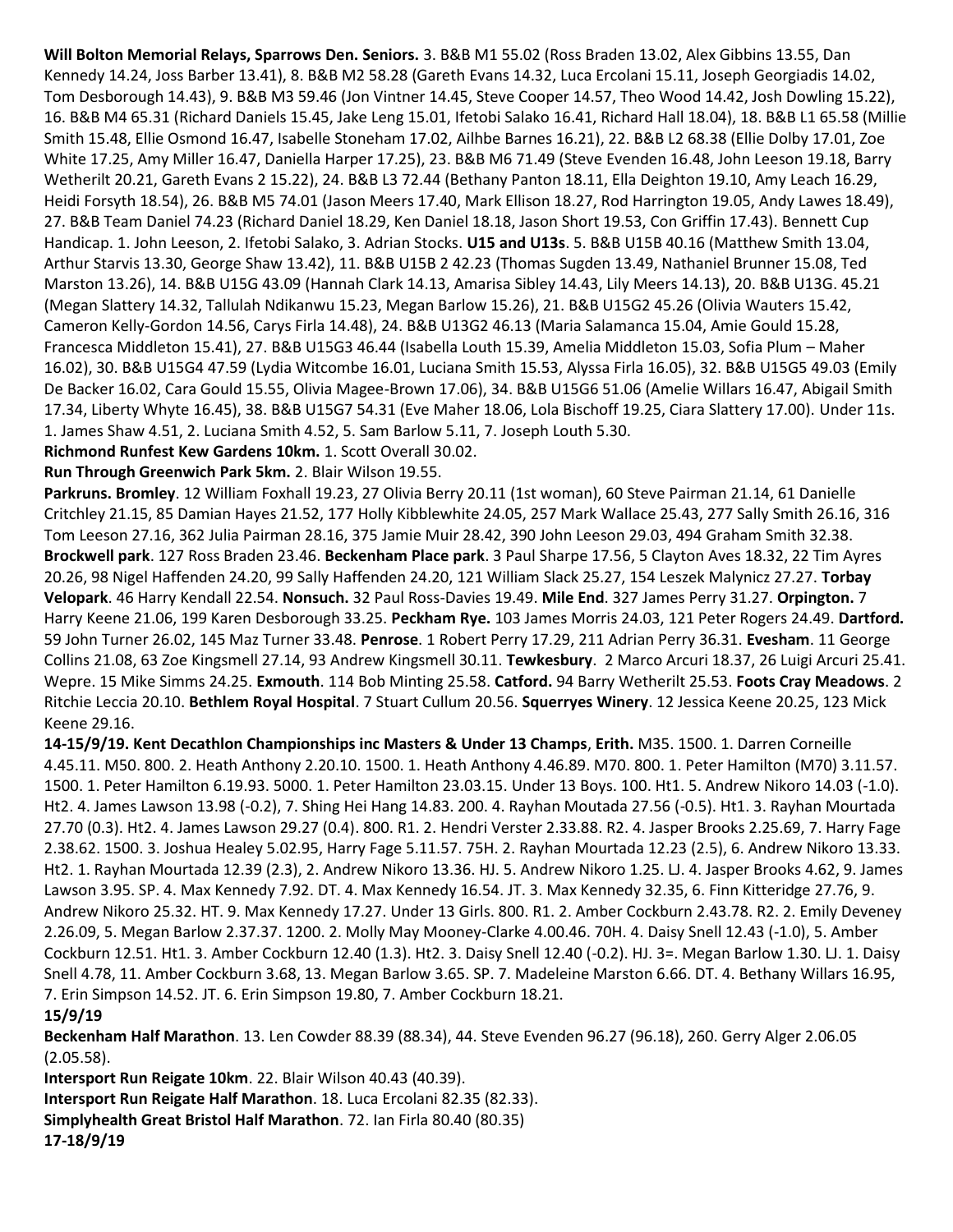**Will Bolton Memorial Relays, Sparrows Den. Seniors.** 3. B&B M1 55.02 (Ross Braden 13.02, Alex Gibbins 13.55, Dan Kennedy 14.24, Joss Barber 13.41), 8. B&B M2 58.28 (Gareth Evans 14.32, Luca Ercolani 15.11, Joseph Georgiadis 14.02, Tom Desborough 14.43), 9. B&B M3 59.46 (Jon Vintner 14.45, Steve Cooper 14.57, Theo Wood 14.42, Josh Dowling 15.22), 16. B&B M4 65.31 (Richard Daniels 15.45, Jake Leng 15.01, Ifetobi Salako 16.41, Richard Hall 18.04), 18. B&B L1 65.58 (Millie Smith 15.48, Ellie Osmond 16.47, Isabelle Stoneham 17.02, Ailhbe Barnes 16.21), 22. B&B L2 68.38 (Ellie Dolby 17.01, Zoe White 17.25, Amy Miller 16.47, Daniella Harper 17.25), 23. B&B M6 71.49 (Steve Evenden 16.48, John Leeson 19.18, Barry Wetherilt 20.21, Gareth Evans 2 15.22), 24. B&B L3 72.44 (Bethany Panton 18.11, Ella Deighton 19.10, Amy Leach 16.29, Heidi Forsyth 18.54), 26. B&B M5 74.01 (Jason Meers 17.40, Mark Ellison 18.27, Rod Harrington 19.05, Andy Lawes 18.49), 27. B&B Team Daniel 74.23 (Richard Daniel 18.29, Ken Daniel 18.18, Jason Short 19.53, Con Griffin 17.43). Bennett Cup Handicap. 1. John Leeson, 2. Ifetobi Salako, 3. Adrian Stocks. **U15 and U13s**. 5. B&B U15B 40.16 (Matthew Smith 13.04, Arthur Starvis 13.30, George Shaw 13.42), 11. B&B U15B 2 42.23 (Thomas Sugden 13.49, Nathaniel Brunner 15.08, Ted Marston 13.26), 14. B&B U15G 43.09 (Hannah Clark 14.13, Amarisa Sibley 14.43, Lily Meers 14.13), 20. B&B U13G. 45.21 (Megan Slattery 14.32, Tallulah Ndikanwu 15.23, Megan Barlow 15.26), 21. B&B U15G2 45.26 (Olivia Wauters 15.42, Cameron Kelly-Gordon 14.56, Carys Firla 14.48), 24. B&B U13G2 46.13 (Maria Salamanca 15.04, Amie Gould 15.28, Francesca Middleton 15.41), 27. B&B U15G3 46.44 (Isabella Louth 15.39, Amelia Middleton 15.03, Sofia Plum – Maher 16.02), 30. B&B U15G4 47.59 (Lydia Witcombe 16.01, Luciana Smith 15.53, Alyssa Firla 16.05), 32. B&B U15G5 49.03 (Emily De Backer 16.02, Cara Gould 15.55, Olivia Magee-Brown 17.06), 34. B&B U15G6 51.06 (Amelie Willars 16.47, Abigail Smith 17.34, Liberty Whyte 16.45), 38. B&B U15G7 54.31 (Eve Maher 18.06, Lola Bischoff 19.25, Ciara Slattery 17.00). Under 11s. 1. James Shaw 4.51, 2. Luciana Smith 4.52, 5. Sam Barlow 5.11, 7. Joseph Louth 5.30.

**Richmond Runfest Kew Gardens 10km.** 1. Scott Overall 30.02.

**Run Through Greenwich Park 5km.** 2. Blair Wilson 19.55.

**Parkruns. Bromley**. 12 William Foxhall 19.23, 27 Olivia Berry 20.11 (1st woman), 60 Steve Pairman 21.14, 61 Danielle Critchley 21.15, 85 Damian Hayes 21.52, 177 Holly Kibblewhite 24.05, 257 Mark Wallace 25.43, 277 Sally Smith 26.16, 316 Tom Leeson 27.16, 362 Julia Pairman 28.16, 375 Jamie Muir 28.42, 390 John Leeson 29.03, 494 Graham Smith 32.38. **Brockwell park**. 127 Ross Braden 23.46. **Beckenham Place park**. 3 Paul Sharpe 17.56, 5 Clayton Aves 18.32, 22 Tim Ayres 20.26, 98 Nigel Haffenden 24.20, 99 Sally Haffenden 24.20, 121 William Slack 25.27, 154 Leszek Malynicz 27.27. **Torbay Velopark**. 46 Harry Kendall 22.54. **Nonsuch.** 32 Paul Ross-Davies 19.49. **Mile End**. 327 James Perry 31.27. **Orpington.** 7 Harry Keene 21.06, 199 Karen Desborough 33.25. **Peckham Rye.** 103 James Morris 24.03, 121 Peter Rogers 24.49. **Dartford.** 59 John Turner 26.02, 145 Maz Turner 33.48. **Penrose**. 1 Robert Perry 17.29, 211 Adrian Perry 36.31. **Evesham**. 11 George Collins 21.08, 63 Zoe Kingsmell 27.14, 93 Andrew Kingsmell 30.11. **Tewkesbury**. 2 Marco Arcuri 18.37, 26 Luigi Arcuri 25.41. Wepre. 15 Mike Simms 24.25. **Exmouth**. 114 Bob Minting 25.58. **Catford.** 94 Barry Wetherilt 25.53. **Foots Cray Meadows**. 2 Ritchie Leccia 20.10. **Bethlem Royal Hospital**. 7 Stuart Cullum 20.56. **Squerryes Winery**. 12 Jessica Keene 20.25, 123 Mick Keene 29.16.

**14-15/9/19. Kent Decathlon Championships inc Masters & Under 13 Champs**, **Erith.** M35. 1500. 1. Darren Corneille 4.45.11. M50. 800. 2. Heath Anthony 2.20.10. 1500. 1. Heath Anthony 4.46.89. M70. 800. 1. Peter Hamilton (M70) 3.11.57. 1500. 1. Peter Hamilton 6.19.93. 5000. 1. Peter Hamilton 23.03.15. Under 13 Boys. 100. Ht1. 5. Andrew Nikoro 14.03 (-1.0). Ht2. 4. James Lawson 13.98 (-0.2), 7. Shing Hei Hang 14.83. 200. 4. Rayhan Moutada 27.56 (-0.5). Ht1. 3. Rayhan Mourtada 27.70 (0.3). Ht2. 4. James Lawson 29.27 (0.4). 800. R1. 2. Hendri Verster 2.33.88. R2. 4. Jasper Brooks 2.25.69, 7. Harry Fage 2.38.62. 1500. 3. Joshua Healey 5.02.95, Harry Fage 5.11.57. 75H. 2. Rayhan Mourtada 12.23 (2.5), 6. Andrew Nikoro 13.33. Ht2. 1. Rayhan Mourtada 12.39 (2.3), 2. Andrew Nikoro 13.36. HJ. 5. Andrew Nikoro 1.25. LJ. 4. Jasper Brooks 4.62, 9. James Lawson 3.95. SP. 4. Max Kennedy 7.92. DT. 4. Max Kennedy 16.54. JT. 3. Max Kennedy 32.35, 6. Finn Kitteridge 27.76, 9. Andrew Nikoro 25.32. HT. 9. Max Kennedy 17.27. Under 13 Girls. 800. R1. 2. Amber Cockburn 2.43.78. R2. 2. Emily Deveney 2.26.09, 5. Megan Barlow 2.37.37. 1200. 2. Molly May Mooney-Clarke 4.00.46. 70H. 4. Daisy Snell 12.43 (-1.0), 5. Amber Cockburn 12.51. Ht1. 3. Amber Cockburn 12.40 (1.3). Ht2. 3. Daisy Snell 12.40 (-0.2). HJ. 3=. Megan Barlow 1.30. LJ. 1. Daisy Snell 4.78, 11. Amber Cockburn 3.68, 13. Megan Barlow 3.65. SP. 7. Madeleine Marston 6.66. DT. 4. Bethany Willars 16.95, 7. Erin Simpson 14.52. JT. 6. Erin Simpson 19.80, 7. Amber Cockburn 18.21.

**15/9/19**

**Beckenham Half Marathon**. 13. Len Cowder 88.39 (88.34), 44. Steve Evenden 96.27 (96.18), 260. Gerry Alger 2.06.05 (2.05.58).

**Intersport Run Reigate 10km**. 22. Blair Wilson 40.43 (40.39).

**Intersport Run Reigate Half Marathon**. 18. Luca Ercolani 82.35 (82.33).

**Simplyhealth Great Bristol Half Marathon**. 72. Ian Firla 80.40 (80.35)

**17-18/9/19**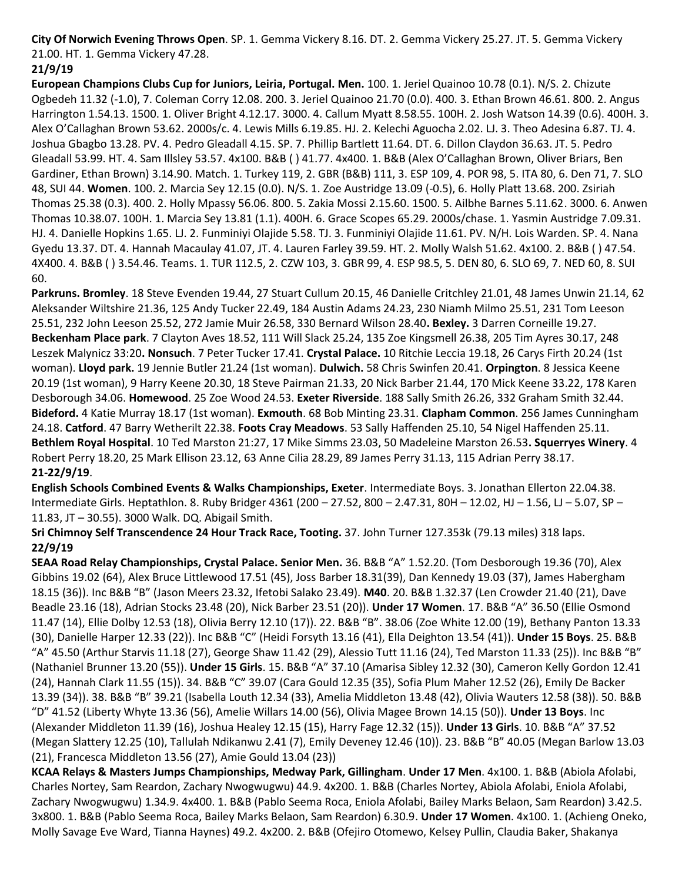**City Of Norwich Evening Throws Open**. SP. 1. Gemma Vickery 8.16. DT. 2. Gemma Vickery 25.27. JT. 5. Gemma Vickery 21.00. HT. 1. Gemma Vickery 47.28.

**21/9/19**

**European Champions Clubs Cup for Juniors, Leiria, Portugal. Men.** 100. 1. Jeriel Quainoo 10.78 (0.1). N/S. 2. Chizute Ogbedeh 11.32 (-1.0), 7. Coleman Corry 12.08. 200. 3. Jeriel Quainoo 21.70 (0.0). 400. 3. Ethan Brown 46.61. 800. 2. Angus Harrington 1.54.13. 1500. 1. Oliver Bright 4.12.17. 3000. 4. Callum Myatt 8.58.55. 100H. 2. Josh Watson 14.39 (0.6). 400H. 3. Alex O'Callaghan Brown 53.62. 2000s/c. 4. Lewis Mills 6.19.85. HJ. 2. Kelechi Aguocha 2.02. LJ. 3. Theo Adesina 6.87. TJ. 4. Joshua Gbagbo 13.28. PV. 4. Pedro Gleadall 4.15. SP. 7. Phillip Bartlett 11.64. DT. 6. Dillon Claydon 36.63. JT. 5. Pedro Gleadall 53.99. HT. 4. Sam Illsley 53.57. 4x100. B&B ( ) 41.77. 4x400. 1. B&B (Alex O'Callaghan Brown, Oliver Briars, Ben Gardiner, Ethan Brown) 3.14.90. Match. 1. Turkey 119, 2. GBR (B&B) 111, 3. ESP 109, 4. POR 98, 5. ITA 80, 6. Den 71, 7. SLO 48, SUI 44. **Women**. 100. 2. Marcia Sey 12.15 (0.0). N/S. 1. Zoe Austridge 13.09 (-0.5), 6. Holly Platt 13.68. 200. Zsiriah Thomas 25.38 (0.3). 400. 2. Holly Mpassy 56.06. 800. 5. Zakia Mossi 2.15.60. 1500. 5. Ailbhe Barnes 5.11.62. 3000. 6. Anwen Thomas 10.38.07. 100H. 1. Marcia Sey 13.81 (1.1). 400H. 6. Grace Scopes 65.29. 2000s/chase. 1. Yasmin Austridge 7.09.31. HJ. 4. Danielle Hopkins 1.65. LJ. 2. Funminiyi Olajide 5.58. TJ. 3. Funminiyi Olajide 11.61. PV. N/H. Lois Warden. SP. 4. Nana Gyedu 13.37. DT. 4. Hannah Macaulay 41.07, JT. 4. Lauren Farley 39.59. HT. 2. Molly Walsh 51.62. 4x100. 2. B&B ( ) 47.54. 4X400. 4. B&B ( ) 3.54.46. Teams. 1. TUR 112.5, 2. CZW 103, 3. GBR 99, 4. ESP 98.5, 5. DEN 80, 6. SLO 69, 7. NED 60, 8. SUI 60.

**Parkruns. Bromley**. 18 Steve Evenden 19.44, 27 Stuart Cullum 20.15, 46 Danielle Critchley 21.01, 48 James Unwin 21.14, 62 Aleksander Wiltshire 21.36, 125 Andy Tucker 22.49, 184 Austin Adams 24.23, 230 Niamh Milmo 25.51, 231 Tom Leeson 25.51, 232 John Leeson 25.52, 272 Jamie Muir 26.58, 330 Bernard Wilson 28.40**. Bexley.** 3 Darren Corneille 19.27. **Beckenham Place park**. 7 Clayton Aves 18.52, 111 Will Slack 25.24, 135 Zoe Kingsmell 26.38, 205 Tim Ayres 30.17, 248 Leszek Malynicz 33:20**. Nonsuch**. 7 Peter Tucker 17.41. **Crystal Palace.** 10 Ritchie Leccia 19.18, 26 Carys Firth 20.24 (1st woman). **Lloyd park.** 19 Jennie Butler 21.24 (1st woman). **Dulwich.** 58 Chris Swinfen 20.41. **Orpington**. 8 Jessica Keene 20.19 (1st woman), 9 Harry Keene 20.30, 18 Steve Pairman 21.33, 20 Nick Barber 21.44, 170 Mick Keene 33.22, 178 Karen Desborough 34.06. **Homewood**. 25 Zoe Wood 24.53. **Exeter Riverside**. 188 Sally Smith 26.26, 332 Graham Smith 32.44. **Bideford.** 4 Katie Murray 18.17 (1st woman). **Exmouth**. 68 Bob Minting 23.31. **Clapham Common**. 256 James Cunningham 24.18. **Catford**. 47 Barry Wetherilt 22.38. **Foots Cray Meadows**. 53 Sally Haffenden 25.10, 54 Nigel Haffenden 25.11. **Bethlem Royal Hospital**. 10 Ted Marston 21:27, 17 Mike Simms 23.03, 50 Madeleine Marston 26.53**. Squerryes Winery**. 4 Robert Perry 18.20, 25 Mark Ellison 23.12, 63 Anne Cilia 28.29, 89 James Perry 31.13, 115 Adrian Perry 38.17.

**21-22/9/19**.

**English Schools Combined Events & Walks Championships, Exeter**. Intermediate Boys. 3. Jonathan Ellerton 22.04.38. Intermediate Girls. Heptathlon. 8. Ruby Bridger 4361 (200 – 27.52, 800 – 2.47.31, 80H – 12.02, HJ – 1.56, LJ – 5.07, SP – 11.83, JT – 30.55). 3000 Walk. DQ. Abigail Smith.

**Sri Chimnoy Self Transcendence 24 Hour Track Race, Tooting.** 37. John Turner 127.353k (79.13 miles) 318 laps.

**22/9/19**

**SEAA Road Relay Championships, Crystal Palace. Senior Men.** 36. B&B "A" 1.52.20. (Tom Desborough 19.36 (70), Alex Gibbins 19.02 (64), Alex Bruce Littlewood 17.51 (45), Joss Barber 18.31(39), Dan Kennedy 19.03 (37), James Habergham 18.15 (36)). Inc B&B "B" (Jason Meers 23.32, Ifetobi Salako 23.49). **M40**. 20. B&B 1.32.37 (Len Crowder 21.40 (21), Dave Beadle 23.16 (18), Adrian Stocks 23.48 (20), Nick Barber 23.51 (20)). **Under 17 Women**. 17. B&B "A" 36.50 (Ellie Osmond 11.47 (14), Ellie Dolby 12.53 (18), Olivia Berry 12.10 (17)). 22. B&B "B". 38.06 (Zoe White 12.00 (19), Bethany Panton 13.33 (30), Danielle Harper 12.33 (22)). Inc B&B "C" (Heidi Forsyth 13.16 (41), Ella Deighton 13.54 (41)). **Under 15 Boys**. 25. B&B "A" 45.50 (Arthur Starvis 11.18 (27), George Shaw 11.42 (29), Alessio Tutt 11.16 (24), Ted Marston 11.33 (25)). Inc B&B "B" (Nathaniel Brunner 13.20 (55)). **Under 15 Girls**. 15. B&B "A" 37.10 (Amarisa Sibley 12.32 (30), Cameron Kelly Gordon 12.41 (24), Hannah Clark 11.55 (15)). 34. B&B "C" 39.07 (Cara Gould 12.35 (35), Sofia Plum Maher 12.52 (26), Emily De Backer 13.39 (34)). 38. B&B "B" 39.21 (Isabella Louth 12.34 (33), Amelia Middleton 13.48 (42), Olivia Wauters 12.58 (38)). 50. B&B "D" 41.52 (Liberty Whyte 13.36 (56), Amelie Willars 14.00 (56), Olivia Magee Brown 14.15 (50)). **Under 13 Boys**. Inc (Alexander Middleton 11.39 (16), Joshua Healey 12.15 (15), Harry Fage 12.32 (15)). **Under 13 Girls**. 10. B&B "A" 37.52 (Megan Slattery 12.25 (10), Tallulah Ndikanwu 2.41 (7), Emily Deveney 12.46 (10)). 23. B&B "B" 40.05 (Megan Barlow 13.03 (21), Francesca Middleton 13.56 (27), Amie Gould 13.04 (23))

**KCAA Relays & Masters Jumps Championships, Medway Park, Gillingham**. **Under 17 Men**. 4x100. 1. B&B (Abiola Afolabi, Charles Nortey, Sam Reardon, Zachary Nwogwugwu) 44.9. 4x200. 1. B&B (Charles Nortey, Abiola Afolabi, Eniola Afolabi, Zachary Nwogwugwu) 1.34.9. 4x400. 1. B&B (Pablo Seema Roca, Eniola Afolabi, Bailey Marks Belaon, Sam Reardon) 3.42.5. 3x800. 1. B&B (Pablo Seema Roca, Bailey Marks Belaon, Sam Reardon) 6.30.9. **Under 17 Women**. 4x100. 1. (Achieng Oneko, Molly Savage Eve Ward, Tianna Haynes) 49.2. 4x200. 2. B&B (Ofejiro Otomewo, Kelsey Pullin, Claudia Baker, Shakanya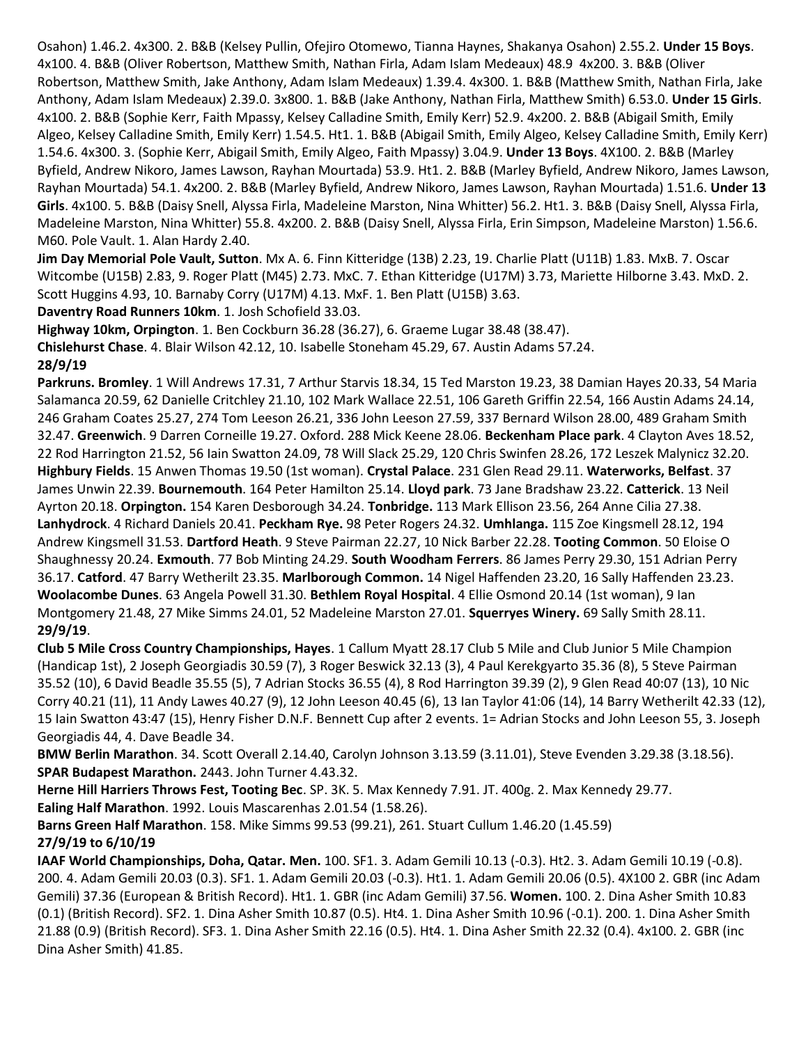Osahon) 1.46.2. 4x300. 2. B&B (Kelsey Pullin, Ofejiro Otomewo, Tianna Haynes, Shakanya Osahon) 2.55.2. **Under 15 Boys**. 4x100. 4. B&B (Oliver Robertson, Matthew Smith, Nathan Firla, Adam Islam Medeaux) 48.9 4x200. 3. B&B (Oliver Robertson, Matthew Smith, Jake Anthony, Adam Islam Medeaux) 1.39.4. 4x300. 1. B&B (Matthew Smith, Nathan Firla, Jake Anthony, Adam Islam Medeaux) 2.39.0. 3x800. 1. B&B (Jake Anthony, Nathan Firla, Matthew Smith) 6.53.0. **Under 15 Girls**. 4x100. 2. B&B (Sophie Kerr, Faith Mpassy, Kelsey Calladine Smith, Emily Kerr) 52.9. 4x200. 2. B&B (Abigail Smith, Emily Algeo, Kelsey Calladine Smith, Emily Kerr) 1.54.5. Ht1. 1. B&B (Abigail Smith, Emily Algeo, Kelsey Calladine Smith, Emily Kerr) 1.54.6. 4x300. 3. (Sophie Kerr, Abigail Smith, Emily Algeo, Faith Mpassy) 3.04.9. **Under 13 Boys**. 4X100. 2. B&B (Marley Byfield, Andrew Nikoro, James Lawson, Rayhan Mourtada) 53.9. Ht1. 2. B&B (Marley Byfield, Andrew Nikoro, James Lawson, Rayhan Mourtada) 54.1. 4x200. 2. B&B (Marley Byfield, Andrew Nikoro, James Lawson, Rayhan Mourtada) 1.51.6. **Under 13 Girls**. 4x100. 5. B&B (Daisy Snell, Alyssa Firla, Madeleine Marston, Nina Whitter) 56.2. Ht1. 3. B&B (Daisy Snell, Alyssa Firla, Madeleine Marston, Nina Whitter) 55.8. 4x200. 2. B&B (Daisy Snell, Alyssa Firla, Erin Simpson, Madeleine Marston) 1.56.6. M60. Pole Vault. 1. Alan Hardy 2.40.

**Jim Day Memorial Pole Vault, Sutton**. Mx A. 6. Finn Kitteridge (13B) 2.23, 19. Charlie Platt (U11B) 1.83. MxB. 7. Oscar Witcombe (U15B) 2.83, 9. Roger Platt (M45) 2.73. MxC. 7. Ethan Kitteridge (U17M) 3.73, Mariette Hilborne 3.43. MxD. 2. Scott Huggins 4.93, 10. Barnaby Corry (U17M) 4.13. MxF. 1. Ben Platt (U15B) 3.63.

**Daventry Road Runners 10km**. 1. Josh Schofield 33.03.

**Highway 10km, Orpington**. 1. Ben Cockburn 36.28 (36.27), 6. Graeme Lugar 38.48 (38.47).

**Chislehurst Chase**. 4. Blair Wilson 42.12, 10. Isabelle Stoneham 45.29, 67. Austin Adams 57.24.

**28/9/19**

**Parkruns. Bromley**. 1 Will Andrews 17.31, 7 Arthur Starvis 18.34, 15 Ted Marston 19.23, 38 Damian Hayes 20.33, 54 Maria Salamanca 20.59, 62 Danielle Critchley 21.10, 102 Mark Wallace 22.51, 106 Gareth Griffin 22.54, 166 Austin Adams 24.14, 246 Graham Coates 25.27, 274 Tom Leeson 26.21, 336 John Leeson 27.59, 337 Bernard Wilson 28.00, 489 Graham Smith 32.47. **Greenwich**. 9 Darren Corneille 19.27. Oxford. 288 Mick Keene 28.06. **Beckenham Place park**. 4 Clayton Aves 18.52, 22 Rod Harrington 21.52, 56 Iain Swatton 24.09, 78 Will Slack 25.29, 120 Chris Swinfen 28.26, 172 Leszek Malynicz 32.20. **Highbury Fields**. 15 Anwen Thomas 19.50 (1st woman). **Crystal Palace**. 231 Glen Read 29.11. **Waterworks, Belfast**. 37 James Unwin 22.39. **Bournemouth**. 164 Peter Hamilton 25.14. **Lloyd park**. 73 Jane Bradshaw 23.22. **Catterick**. 13 Neil Ayrton 20.18. **Orpington.** 154 Karen Desborough 34.24. **Tonbridge.** 113 Mark Ellison 23.56, 264 Anne Cilia 27.38. **Lanhydrock**. 4 Richard Daniels 20.41. **Peckham Rye.** 98 Peter Rogers 24.32. **Umhlanga.** 115 Zoe Kingsmell 28.12, 194 Andrew Kingsmell 31.53. **Dartford Heath**. 9 Steve Pairman 22.27, 10 Nick Barber 22.28. **Tooting Common**. 50 Eloise O Shaughnessy 20.24. **Exmouth**. 77 Bob Minting 24.29. **South Woodham Ferrers**. 86 James Perry 29.30, 151 Adrian Perry 36.17. **Catford**. 47 Barry Wetherilt 23.35. **Marlborough Common.** 14 Nigel Haffenden 23.20, 16 Sally Haffenden 23.23. **Woolacombe Dunes**. 63 Angela Powell 31.30. **Bethlem Royal Hospital**. 4 Ellie Osmond 20.14 (1st woman), 9 Ian Montgomery 21.48, 27 Mike Simms 24.01, 52 Madeleine Marston 27.01. **Squerryes Winery.** 69 Sally Smith 28.11.

**29/9/19**.

**Club 5 Mile Cross Country Championships, Hayes**. 1 Callum Myatt 28.17 Club 5 Mile and Club Junior 5 Mile Champion (Handicap 1st), 2 Joseph Georgiadis 30.59 (7), 3 Roger Beswick 32.13 (3), 4 Paul Kerekgyarto 35.36 (8), 5 Steve Pairman 35.52 (10), 6 David Beadle 35.55 (5), 7 Adrian Stocks 36.55 (4), 8 Rod Harrington 39.39 (2), 9 Glen Read 40:07 (13), 10 Nic Corry 40.21 (11), 11 Andy Lawes 40.27 (9), 12 John Leeson 40.45 (6), 13 Ian Taylor 41:06 (14), 14 Barry Wetherilt 42.33 (12), 15 Iain Swatton 43:47 (15), Henry Fisher D.N.F. Bennett Cup after 2 events. 1= Adrian Stocks and John Leeson 55, 3. Joseph Georgiadis 44, 4. Dave Beadle 34.

**BMW Berlin Marathon**. 34. Scott Overall 2.14.40, Carolyn Johnson 3.13.59 (3.11.01), Steve Evenden 3.29.38 (3.18.56).

**SPAR Budapest Marathon.** 2443. John Turner 4.43.32.

**Herne Hill Harriers Throws Fest, Tooting Bec**. SP. 3K. 5. Max Kennedy 7.91. JT. 400g. 2. Max Kennedy 29.77.

**Ealing Half Marathon**. 1992. Louis Mascarenhas 2.01.54 (1.58.26).

**Barns Green Half Marathon**. 158. Mike Simms 99.53 (99.21), 261. Stuart Cullum 1.46.20 (1.45.59)

**27/9/19 to 6/10/19**

**IAAF World Championships, Doha, Qatar. Men.** 100. SF1. 3. Adam Gemili 10.13 (-0.3). Ht2. 3. Adam Gemili 10.19 (-0.8). 200. 4. Adam Gemili 20.03 (0.3). SF1. 1. Adam Gemili 20.03 (-0.3). Ht1. 1. Adam Gemili 20.06 (0.5). 4X100 2. GBR (inc Adam Gemili) 37.36 (European & British Record). Ht1. 1. GBR (inc Adam Gemili) 37.56. **Women.** 100. 2. Dina Asher Smith 10.83 (0.1) (British Record). SF2. 1. Dina Asher Smith 10.87 (0.5). Ht4. 1. Dina Asher Smith 10.96 (-0.1). 200. 1. Dina Asher Smith 21.88 (0.9) (British Record). SF3. 1. Dina Asher Smith 22.16 (0.5). Ht4. 1. Dina Asher Smith 22.32 (0.4). 4x100. 2. GBR (inc Dina Asher Smith) 41.85.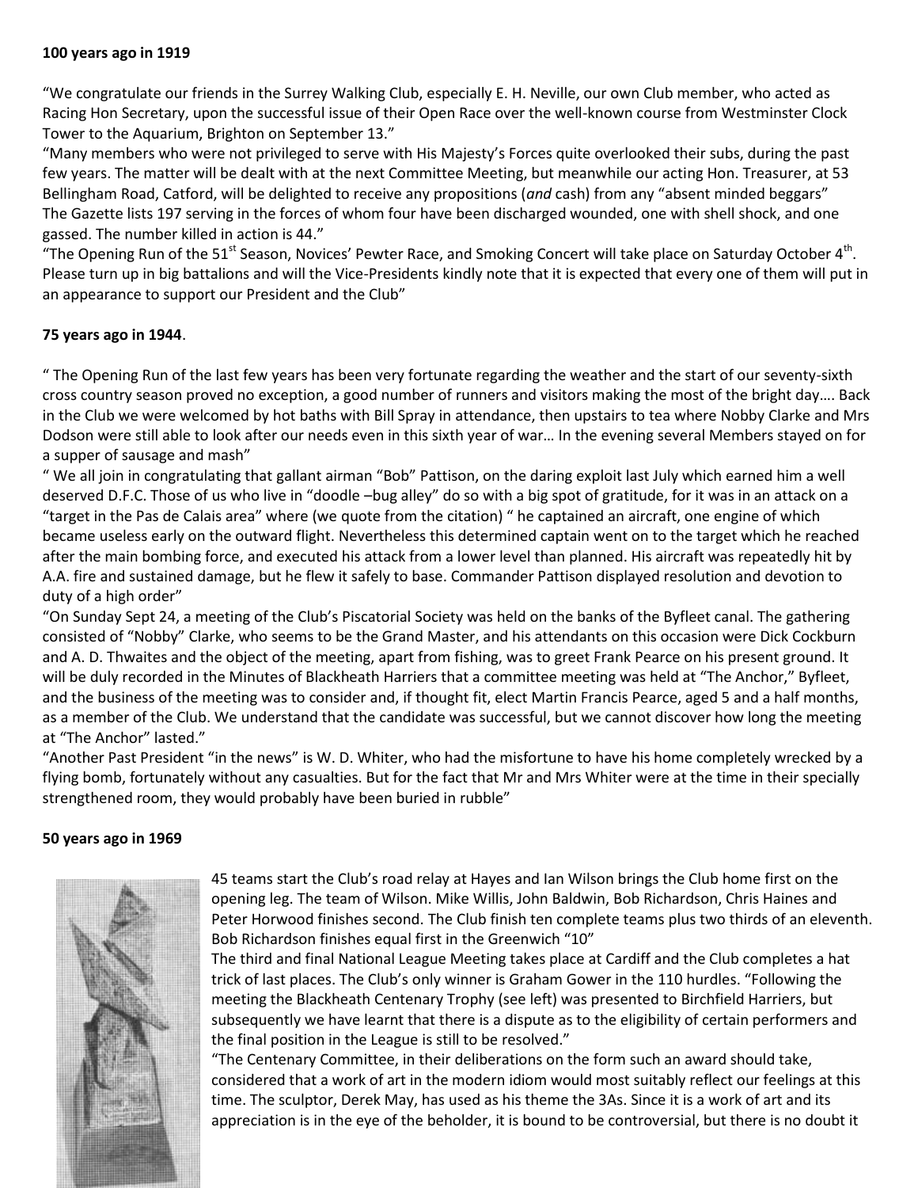**100 years ago in 1919**

"We congratulate our friends in the Surrey Walking Club, especially E. H. Neville, our own Club member, who acted as Racing Hon Secretary, upon the successful issue of their Open Race over the well-known course from Westminster Clock Tower to the Aquarium, Brighton on September 13."

"Many members who were not privileged to serve with His Majesty's Forces quite overlooked their subs, during the past few years. The matter will be dealt with at the next Committee Meeting, but meanwhile our acting Hon. Treasurer, at 53 Bellingham Road, Catford, will be delighted to receive any propositions (*and* cash) from any "absent minded beggars"
The Gazette lists 197 serving in the forces of whom four have been discharged wounded, one with shell shock, and one gassed. The number killed in action is 44."

"The Opening Run of the 51st Season, Novices' Pewter Race, and Smoking Concert will take place on Saturday October 4th. Please turn up in big battalions and will the Vice-Presidents kindly note that it is expected that every one of them will put in an appearance to support our President and the Club"

**75 years ago in 1944**.

" The Opening Run of the last few years has been very fortunate regarding the weather and the start of our seventy-sixth cross country season proved no exception, a good number of runners and visitors making the most of the bright day…. Back in the Club we were welcomed by hot baths with Bill Spray in attendance, then upstairs to tea where Nobby Clarke and Mrs Dodson were still able to look after our needs even in this sixth year of war… In the evening several Members stayed on for a supper of sausage and mash"

" We all join in congratulating that gallant airman "Bob" Pattison, on the daring exploit last July which earned him a well deserved D.F.C. Those of us who live in "doodle –bug alley" do so with a big spot of gratitude, for it was in an attack on a "target in the Pas de Calais area" where (we quote from the citation) " he captained an aircraft, one engine of which became useless early on the outward flight. Nevertheless this determined captain went on to the target which he reached after the main bombing force, and executed his attack from a lower level than planned. His aircraft was repeatedly hit by A.A. fire and sustained damage, but he flew it safely to base. Commander Pattison displayed resolution and devotion to duty of a high order"

"On Sunday Sept 24, a meeting of the Club's Piscatorial Society was held on the banks of the Byfleet canal. The gathering consisted of "Nobby" Clarke, who seems to be the Grand Master, and his attendants on this occasion were Dick Cockburn and A. D. Thwaites and the object of the meeting, apart from fishing, was to greet Frank Pearce on his present ground. It will be duly recorded in the Minutes of Blackheath Harriers that a committee meeting was held at "The Anchor," Byfleet, and the business of the meeting was to consider and, if thought fit, elect Martin Francis Pearce, aged 5 and a half months, as a member of the Club. We understand that the candidate was successful, but we cannot discover how long the meeting at "The Anchor" lasted."

"Another Past President "in the news" is W. D. Whiter, who had the misfortune to have his home completely wrecked by a flying bomb, fortunately without any casualties. But for the fact that Mr and Mrs Whiter were at the time in their specially strengthened room, they would probably have been buried in rubble"

**50 years ago in 1969**

45 teams start the Club's road relay at Hayes and Ian Wilson brings the Club home first on the opening leg. The team of Wilson. Mike Willis, John Baldwin, Bob Richardson, Chris Haines and Peter Horwood finishes second. The Club finish ten complete teams plus two thirds of an eleventh. Bob Richardson finishes equal first in the Greenwich "10"

The third and final National League Meeting takes place at Cardiff and the Club completes a hat trick of last places. The Club's only winner is Graham Gower in the 110 hurdles. "Following the meeting the Blackheath Centenary Trophy (see left) was presented to Birchfield Harriers, but subsequently we have learnt that there is a dispute as to the eligibility of certain performers and the final position in the League is still to be resolved."

"The Centenary Committee, in their deliberations on the form such an award should take, considered that a work of art in the modern idiom would most suitably reflect our feelings at this time. The sculptor, Derek May, has used as his theme the 3As. Since it is a work of art and its appreciation is in the eye of the beholder, it is bound to be controversial, but there is no doubt it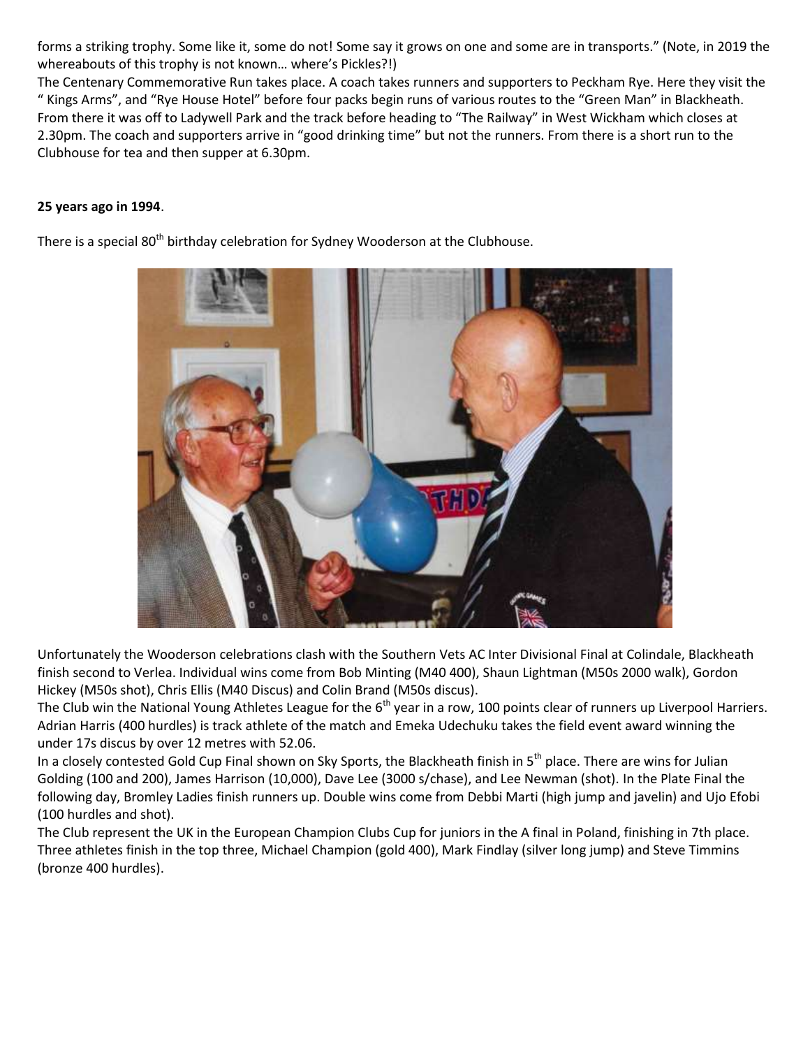forms a striking trophy. Some like it, some do not! Some say it grows on one and some are in transports." (Note, in 2019 the whereabouts of this trophy is not known… where's Pickles?!)

The Centenary Commemorative Run takes place. A coach takes runners and supporters to Peckham Rye. Here they visit the " Kings Arms", and "Rye House Hotel" before four packs begin runs of various routes to the "Green Man" in Blackheath. From there it was off to Ladywell Park and the track before heading to "The Railway" in West Wickham which closes at 2.30pm. The coach and supporters arrive in "good drinking time" but not the runners. From there is a short run to the Clubhouse for tea and then supper at 6.30pm.

**25 years ago in 1994**.

There is a special 80th birthday celebration for Sydney Wooderson at the Clubhouse.

Unfortunately the Wooderson celebrations clash with the Southern Vets AC Inter Divisional Final at Colindale, Blackheath finish second to Verlea. Individual wins come from Bob Minting (M40 400), Shaun Lightman (M50s 2000 walk), Gordon Hickey (M50s shot), Chris Ellis (M40 Discus) and Colin Brand (M50s discus).

The Club win the National Young Athletes League for the 6th year in a row, 100 points clear of runners up Liverpool Harriers. Adrian Harris (400 hurdles) is track athlete of the match and Emeka Udechuku takes the field event award winning the under 17s discus by over 12 metres with 52.06.

In a closely contested Gold Cup Final shown on Sky Sports, the Blackheath finish in 5th place. There are wins for Julian Golding (100 and 200), James Harrison (10,000), Dave Lee (3000 s/chase), and Lee Newman (shot). In the Plate Final the following day, Bromley Ladies finish runners up. Double wins come from Debbi Marti (high jump and javelin) and Ujo Efobi (100 hurdles and shot).

The Club represent the UK in the European Champion Clubs Cup for juniors in the A final in Poland, finishing in 7th place. Three athletes finish in the top three, Michael Champion (gold 400), Mark Findlay (silver long jump) and Steve Timmins (bronze 400 hurdles).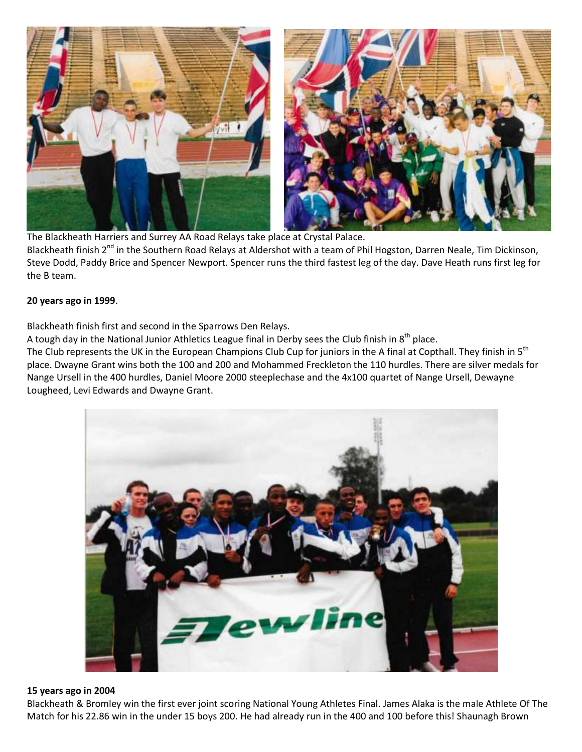The Blackheath Harriers and Surrey AA Road Relays take place at Crystal Palace.

Blackheath finish 2nd in the Southern Road Relays at Aldershot with a team of Phil Hogston, Darren Neale, Tim Dickinson, Steve Dodd, Paddy Brice and Spencer Newport. Spencer runs the third fastest leg of the day. Dave Heath runs first leg for the B team.

**20 years ago in 1999**.

Blackheath finish first and second in the Sparrows Den Relays.

A tough day in the National Junior Athletics League final in Derby sees the Club finish in 8th place.

The Club represents the UK in the European Champions Club Cup for juniors in the A final at Copthall. They finish in 5th place. Dwayne Grant wins both the 100 and 200 and Mohammed Freckleton the 110 hurdles. There are silver medals for Nange Ursell in the 400 hurdles, Daniel Moore 2000 steeplechase and the 4x100 quartet of Nange Ursell, Dewayne Lougheed, Levi Edwards and Dwayne Grant.

**15 years ago in 2004**

Blackheath & Bromley win the first ever joint scoring National Young Athletes Final. James Alaka is the male Athlete Of The Match for his 22.86 win in the under 15 boys 200. He had already run in the 400 and 100 before this! Shaunagh Brown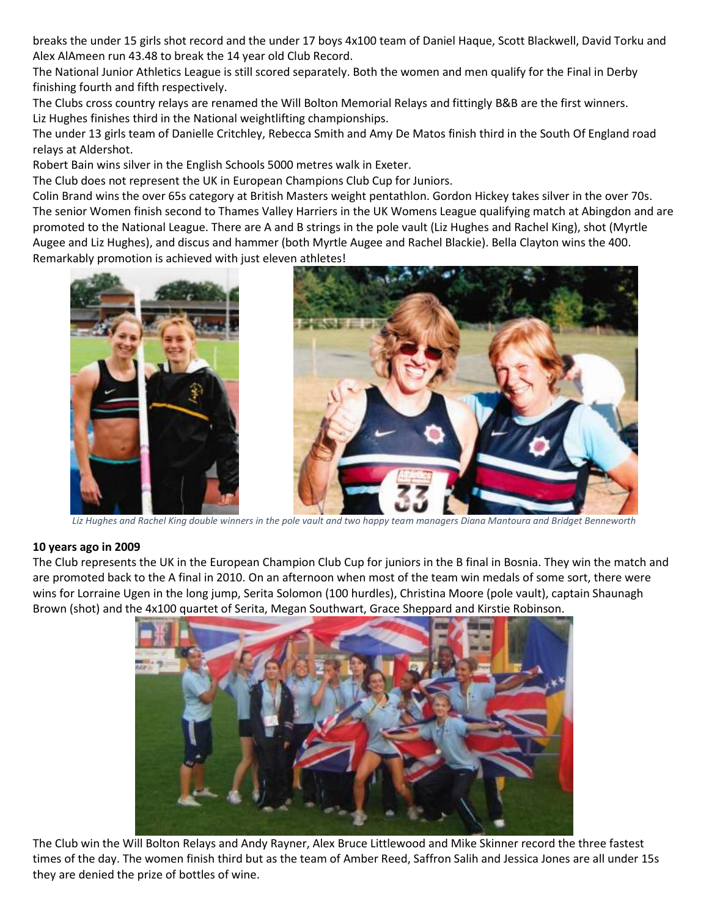breaks the under 15 girls shot record and the under 17 boys 4x100 team of Daniel Haque, Scott Blackwell, David Torku and Alex AlAmeen run 43.48 to break the 14 year old Club Record.

The National Junior Athletics League is still scored separately. Both the women and men qualify for the Final in Derby finishing fourth and fifth respectively.

The Clubs cross country relays are renamed the Will Bolton Memorial Relays and fittingly B&B are the first winners.

Liz Hughes finishes third in the National weightlifting championships.

The under 13 girls team of Danielle Critchley, Rebecca Smith and Amy De Matos finish third in the South Of England road relays at Aldershot.

Robert Bain wins silver in the English Schools 5000 metres walk in Exeter.

The Club does not represent the UK in European Champions Club Cup for Juniors.

Colin Brand wins the over 65s category at British Masters weight pentathlon. Gordon Hickey takes silver in the over 70s.

The senior Women finish second to Thames Valley Harriers in the UK Womens League qualifying match at Abingdon and are promoted to the National League. There are A and B strings in the pole vault (Liz Hughes and Rachel King), shot (Myrtle Augee and Liz Hughes), and discus and hammer (both Myrtle Augee and Rachel Blackie). Bella Clayton wins the 400. Remarkably promotion is achieved with just eleven athletes!

*Liz Hughes and Rachel King double winners in the pole vault and two happy team managers Diana Mantoura and Bridget Benneworth*

**10 years ago in 2009**

The Club represents the UK in the European Champion Club Cup for juniors in the B final in Bosnia. They win the match and are promoted back to the A final in 2010. On an afternoon when most of the team win medals of some sort, there were wins for Lorraine Ugen in the long jump, Serita Solomon (100 hurdles), Christina Moore (pole vault), captain Shaunagh Brown (shot) and the 4x100 quartet of Serita, Megan Southwart, Grace Sheppard and Kirstie Robinson.

The Club win the Will Bolton Relays and Andy Rayner, Alex Bruce Littlewood and Mike Skinner record the three fastest times of the day. The women finish third but as the team of Amber Reed, Saffron Salih and Jessica Jones are all under 15s they are denied the prize of bottles of wine.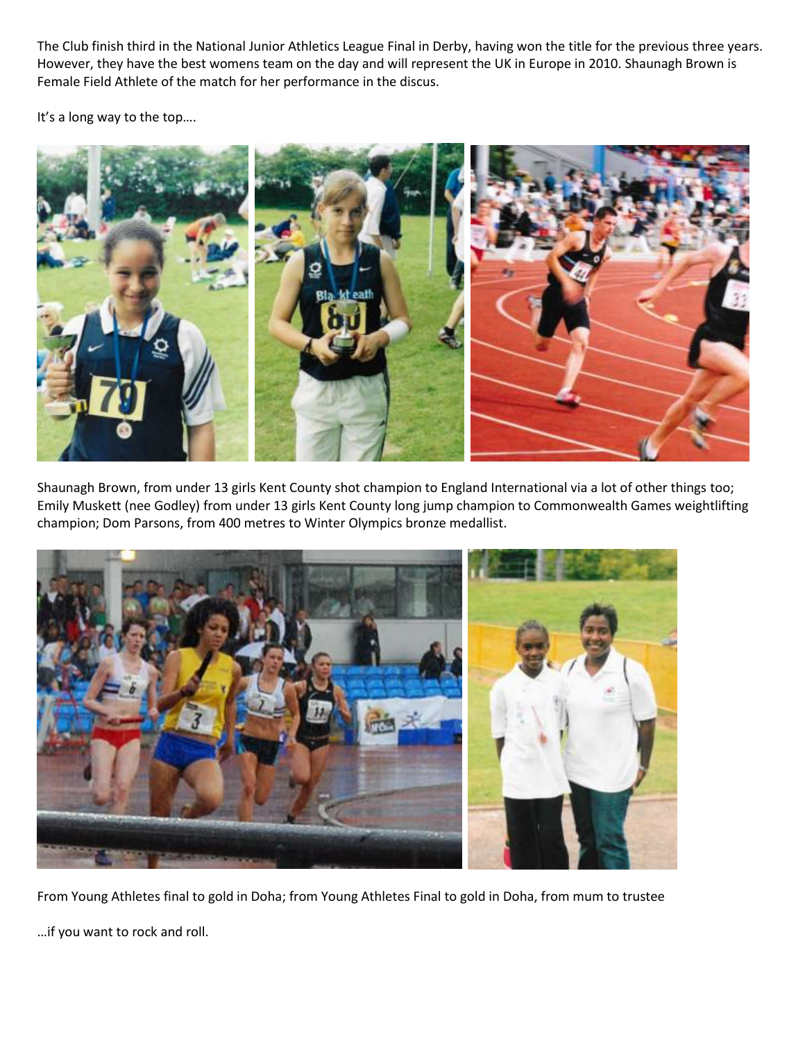The Club finish third in the National Junior Athletics League Final in Derby, having won the title for the previous three years. However, they have the best womens team on the day and will represent the UK in Europe in 2010. Shaunagh Brown is Female Field Athlete of the match for her performance in the discus.

It's a long way to the top….

Shaunagh Brown, from under 13 girls Kent County shot champion to England International via a lot of other things too; Emily Muskett (nee Godley) from under 13 girls Kent County long jump champion to Commonwealth Games weightlifting champion; Dom Parsons, from 400 metres to Winter Olympics bronze medallist.

From Young Athletes final to gold in Doha; from Young Athletes Final to gold in Doha, from mum to trustee

…if you want to rock and roll.